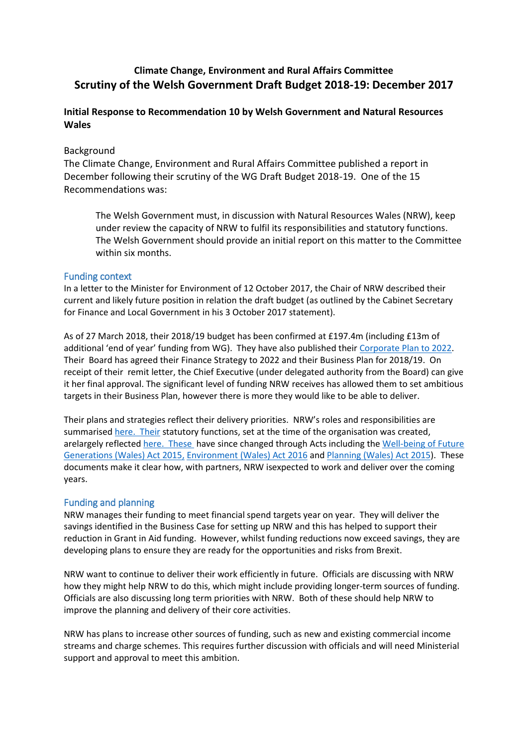# Climate Change, Environment and Rural Affairs Committee

## Scrutiny of the Welsh Government Draft Budget 2018-19: December 2017

### Initial Response to Recommendation 10 by Welsh Government and Natural Resources Wales

Background

The Climate Change, Environment and Rural Affairs Committee published a report in December following their scrutiny of the WG Draft Budget 2018-19. One of the 15 Recommendations was:

> The Welsh Government must, in discussion with Natural Resources Wales (NRW), keep under review the capacity of NRW to fulfil its responsibilities and statutory functions. The Welsh Government should provide an initial report on this matter to the Committee within six months.

### Funding context

In a letter to the Minister for Environment of 12 October 2017, the Chair of NRW described their current and likely future position in relation the draft budget (as outlined by the Cabinet Secretary for Finance and Local Government in his 3 October 2017 statement).

As of 27 March 2018, their 2018/19 budget has been confirmed at £197.4m (including £13m of additional 'end of year' funding from WG). They have also published their Corporate Plan to 2022. Their Board has agreed their Finance Strategy to 2022 and their Business Plan for 2018/19. On receipt of their remit letter, the Chief Executive (under delegated authority from the Board) can give it her final approval. The significant level of funding NRW receives has allowed them to set ambitious targets in their Business Plan, however there is more they would like to be able to deliver.

Their plans and strategies reflect their delivery priorities. NRW's roles and responsibilities are summarised here. Their statutory functions, set at the time of the organisation was created, arelargely reflected here. These have since changed through Acts including the Well-being of Future Generations (Wales) Act 2015, Environment (Wales) Act 2016 and Planning (Wales) Act 2015). These documents make it clear how, with partners, NRW isexpected to work and deliver over the coming years.

### Funding and planning

NRW manages their funding to meet financial spend targets year on year. They will deliver the savings identified in the Business Case for setting up NRW and this has helped to support their reduction in Grant in Aid funding. However, whilst funding reductions now exceed savings, they are developing plans to ensure they are ready for the opportunities and risks from Brexit.

NRW want to continue to deliver their work efficiently in future. Officials are discussing with NRW how they might help NRW to do this, which might include providing longer-term sources of funding. Officials are also discussing long term priorities with NRW. Both of these should help NRW to improve the planning and delivery of their core activities.

NRW has plans to increase other sources of funding, such as new and existing commercial income streams and charge schemes. This requires further discussion with officials and will need Ministerial support and approval to meet this ambition.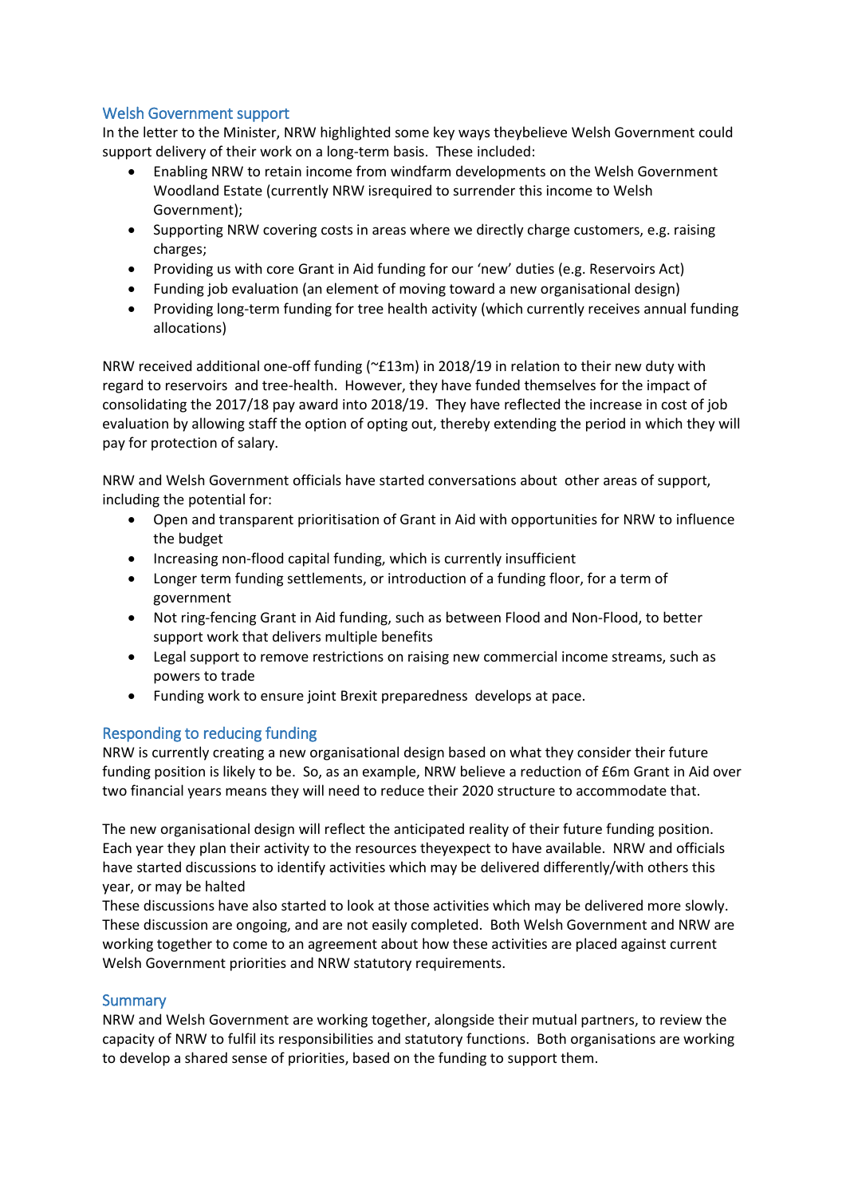## Welsh Government support

In the letter to the Minister, NRW highlighted some key ways theybelieve Welsh Government could support delivery of their work on a long-term basis. These included:

- Enabling NRW to retain income from windfarm developments on the Welsh Government Woodland Estate (currently NRW isrequired to surrender this income to Welsh Government);
- Supporting NRW covering costs in areas where we directly charge customers, e.g. raising charges;
- Providing us with core Grant in Aid funding for our 'new' duties (e.g. Reservoirs Act)
- Funding job evaluation (an element of moving toward a new organisational design)
- Providing long-term funding for tree health activity (which currently receives annual funding allocations)

NRW received additional one-off funding (~£13m) in 2018/19 in relation to their new duty with regard to reservoirs and tree-health. However, they have funded themselves for the impact of consolidating the 2017/18 pay award into 2018/19. They have reflected the increase in cost of job evaluation by allowing staff the option of opting out, thereby extending the period in which they will pay for protection of salary.

NRW and Welsh Government officials have started conversations about other areas of support, including the potential for:

- Open and transparent prioritisation of Grant in Aid with opportunities for NRW to influence the budget
- Increasing non-flood capital funding, which is currently insufficient
- Longer term funding settlements, or introduction of a funding floor, for a term of government
- Not ring-fencing Grant in Aid funding, such as between Flood and Non-Flood, to better support work that delivers multiple benefits
- Legal support to remove restrictions on raising new commercial income streams, such as powers to trade
- Funding work to ensure joint Brexit preparedness develops at pace.

## Responding to reducing funding

NRW is currently creating a new organisational design based on what they consider their future funding position is likely to be. So, as an example, NRW believe a reduction of £6m Grant in Aid over two financial years means they will need to reduce their 2020 structure to accommodate that.

The new organisational design will reflect the anticipated reality of their future funding position. Each year they plan their activity to the resources theyexpect to have available. NRW and officials have started discussions to identify activities which may be delivered differently/with others this year, or may be halted

These discussions have also started to look at those activities which may be delivered more slowly. These discussion are ongoing, and are not easily completed. Both Welsh Government and NRW are working together to come to an agreement about how these activities are placed against current Welsh Government priorities and NRW statutory requirements.

## Summary

NRW and Welsh Government are working together, alongside their mutual partners, to review the capacity of NRW to fulfil its responsibilities and statutory functions. Both organisations are working to develop a shared sense of priorities, based on the funding to support them.